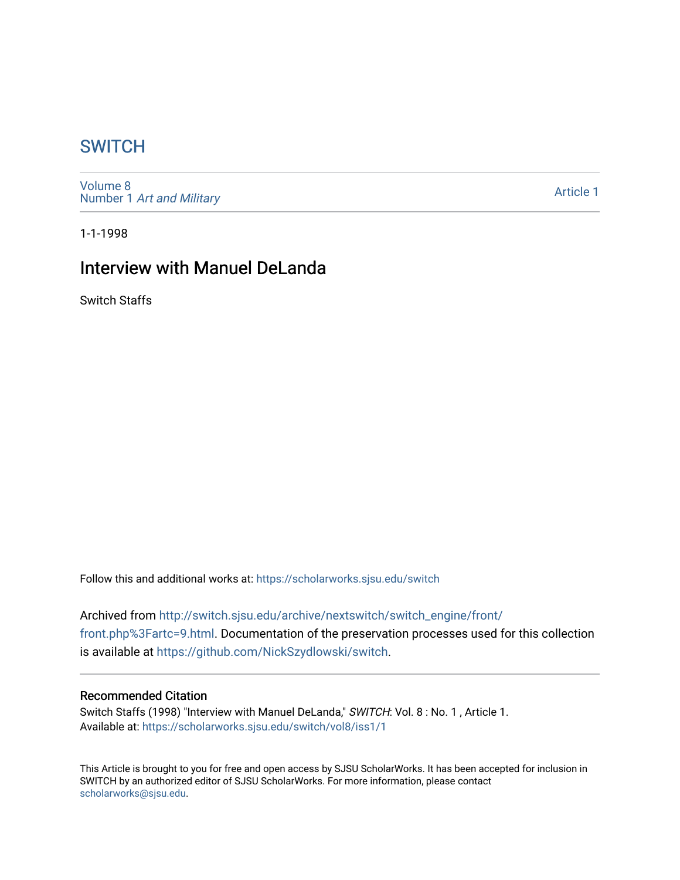# SWITCH

Volume 8
Number 1 *Art and Military*

Article 1

1-1-1998

## Interview with Manuel DeLanda

Switch Staffs

Follow this and additional works at: https://scholarworks.sjsu.edu/switch

Archived from http://switch.sjsu.edu/archive/nextswitch/switch_engine/front/front.php%3Fartc=9.html. Documentation of the preservation processes used for this collection is available at https://github.com/NickSzydlowski/switch.

### Recommended Citation

Switch Staffs (1998) "Interview with Manuel DeLanda," *SWITCH*: Vol. 8 : No. 1 , Article 1.
Available at: https://scholarworks.sjsu.edu/switch/vol8/iss1/1

This Article is brought to you for free and open access by SJSU ScholarWorks. It has been accepted for inclusion in SWITCH by an authorized editor of SJSU ScholarWorks. For more information, please contact scholarworks@sjsu.edu.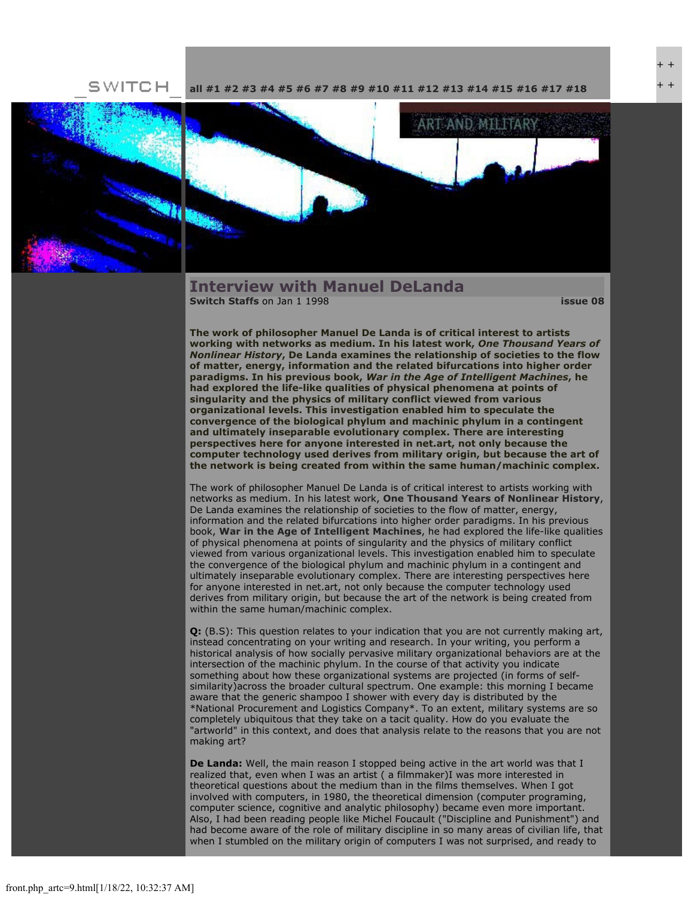_SWITCH_ all #1 #2 #3 #4 #5 #6 #7 #8 #9 #10 #11 #12 #13 #14 #15 #16 #17 #18

ART AND MILITARY

# Interview with Manuel DeLanda

**Switch Staffs** on Jan 1 1998 **issue 08**

**The work of philosopher Manuel De Landa is of critical interest to artists working with networks as medium. In his latest work, *One Thousand Years of Nonlinear History*, De Landa examines the relationship of societies to the flow of matter, energy, information and the related bifurcations into higher order paradigms. In his previous book, *War in the Age of Intelligent Machines*, he had explored the life-like qualities of physical phenomena at points of singularity and the physics of military conflict viewed from various organizational levels. This investigation enabled him to speculate the convergence of the biological phylum and machinic phylum in a contingent and ultimately inseparable evolutionary complex. There are interesting perspectives here for anyone interested in net.art, not only because the computer technology used derives from military origin, but because the art of the network is being created from within the same human/machinic complex.**

The work of philosopher Manuel De Landa is of critical interest to artists working with networks as medium. In his latest work, **One Thousand Years of Nonlinear History**, De Landa examines the relationship of societies to the flow of matter, energy, information and the related bifurcations into higher order paradigms. In his previous book, **War in the Age of Intelligent Machines**, he had explored the life-like qualities of physical phenomena at points of singularity and the physics of military conflict viewed from various organizational levels. This investigation enabled him to speculate the convergence of the biological phylum and machinic phylum in a contingent and ultimately inseparable evolutionary complex. There are interesting perspectives here for anyone interested in net.art, not only because the computer technology used derives from military origin, but because the art of the network is being created from within the same human/machinic complex.

**Q:** (B.S): This question relates to your indication that you are not currently making art, instead concentrating on your writing and research. In your writing, you perform a historical analysis of how socially pervasive military organizational behaviors are at the intersection of the machinic phylum. In the course of that activity you indicate something about how these organizational systems are projected (in forms of self-similarity)across the broader cultural spectrum. One example: this morning I became aware that the generic shampoo I shower with every day is distributed by the *National Procurement and Logistics Company*. To an extent, military systems are so completely ubiquitous that they take on a tacit quality. How do you evaluate the "artworld" in this context, and does that analysis relate to the reasons that you are not making art?

**De Landa:** Well, the main reason I stopped being active in the art world was that I realized that, even when I was an artist ( a filmmaker)I was more interested in theoretical questions about the medium than in the films themselves. When I got involved with computers, in 1980, the theoretical dimension (computer programing, computer science, cognitive and analytic philosophy) became even more important. Also, I had been reading people like Michel Foucault ("Discipline and Punishment") and had become aware of the role of military discipline in so many areas of civilian life, that when I stumbled on the military origin of computers I was not surprised, and ready to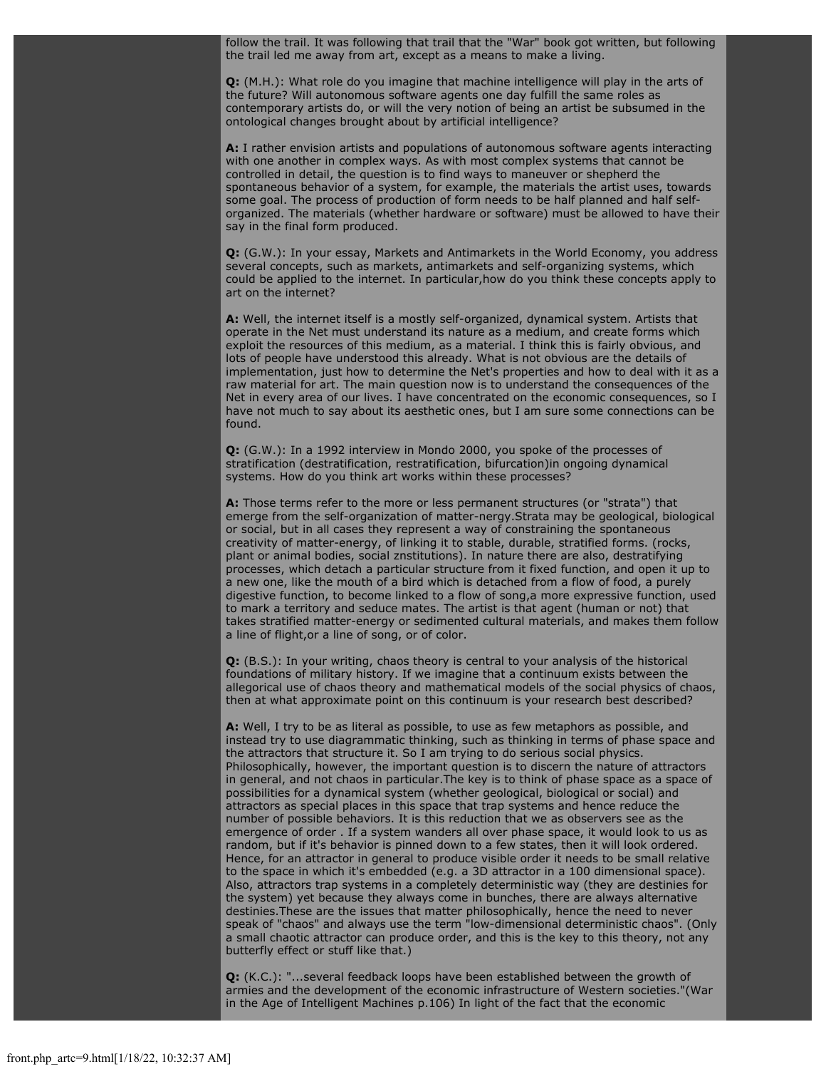follow the trail. It was following that trail that the "War" book got written, but following the trail led me away from art, except as a means to make a living.

**Q:** (M.H.): What role do you imagine that machine intelligence will play in the arts of the future? Will autonomous software agents one day fulfill the same roles as contemporary artists do, or will the very notion of being an artist be subsumed in the ontological changes brought about by artificial intelligence?

**A:** I rather envision artists and populations of autonomous software agents interacting with one another in complex ways. As with most complex systems that cannot be controlled in detail, the question is to find ways to maneuver or shepherd the spontaneous behavior of a system, for example, the materials the artist uses, towards some goal. The process of production of form needs to be half planned and half self-organized. The materials (whether hardware or software) must be allowed to have their say in the final form produced.

**Q:** (G.W.): In your essay, Markets and Antimarkets in the World Economy, you address several concepts, such as markets, antimarkets and self-organizing systems, which could be applied to the internet. In particular,how do you think these concepts apply to art on the internet?

**A:** Well, the internet itself is a mostly self-organized, dynamical system. Artists that operate in the Net must understand its nature as a medium, and create forms which exploit the resources of this medium, as a material. I think this is fairly obvious, and lots of people have understood this already. What is not obvious are the details of implementation, just how to determine the Net's properties and how to deal with it as a raw material for art. The main question now is to understand the consequences of the Net in every area of our lives. I have concentrated on the economic consequences, so I have not much to say about its aesthetic ones, but I am sure some connections can be found.

**Q:** (G.W.): In a 1992 interview in Mondo 2000, you spoke of the processes of stratification (destratification, restratification, bifurcation)in ongoing dynamical systems. How do you think art works within these processes?

**A:** Those terms refer to the more or less permanent structures (or "strata") that emerge from the self-organization of matter-nergy.Strata may be geological, biological or social, but in all cases they represent a way of constraining the spontaneous creativity of matter-energy, of linking it to stable, durable, stratified forms. (rocks, plant or animal bodies, social znstitutions). In nature there are also, destratifying processes, which detach a particular structure from it fixed function, and open it up to a new one, like the mouth of a bird which is detached from a flow of food, a purely digestive function, to become linked to a flow of song,a more expressive function, used to mark a territory and seduce mates. The artist is that agent (human or not) that takes stratified matter-energy or sedimented cultural materials, and makes them follow a line of flight,or a line of song, or of color.

**Q:** (B.S.): In your writing, chaos theory is central to your analysis of the historical foundations of military history. If we imagine that a continuum exists between the allegorical use of chaos theory and mathematical models of the social physics of chaos, then at what approximate point on this continuum is your research best described?

**A:** Well, I try to be as literal as possible, to use as few metaphors as possible, and instead try to use diagrammatic thinking, such as thinking in terms of phase space and the attractors that structure it. So I am trying to do serious social physics. Philosophically, however, the important question is to discern the nature of attractors in general, and not chaos in particular.The key is to think of phase space as a space of possibilities for a dynamical system (whether geological, biological or social) and attractors as special places in this space that trap systems and hence reduce the number of possible behaviors. It is this reduction that we as observers see as the emergence of order . If a system wanders all over phase space, it would look to us as random, but if it's behavior is pinned down to a few states, then it will look ordered. Hence, for an attractor in general to produce visible order it needs to be small relative to the space in which it's embedded (e.g. a 3D attractor in a 100 dimensional space). Also, attractors trap systems in a completely deterministic way (they are destinies for the system) yet because they always come in bunches, there are always alternative destinies.These are the issues that matter philosophically, hence the need to never speak of "chaos" and always use the term "low-dimensional deterministic chaos". (Only a small chaotic attractor can produce order, and this is the key to this theory, not any butterfly effect or stuff like that.)

**Q:** (K.C.): "...several feedback loops have been established between the growth of armies and the development of the economic infrastructure of Western societies."(War in the Age of Intelligent Machines p.106) In light of the fact that the economic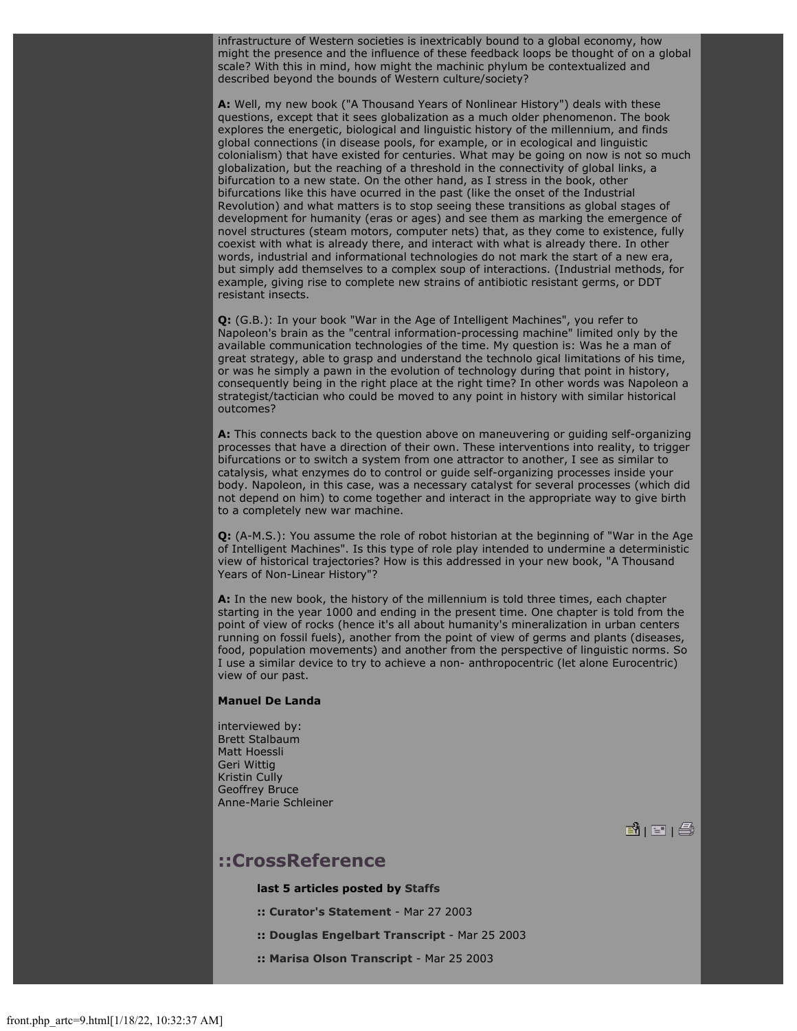infrastructure of Western societies is inextricably bound to a global economy, how might the presence and the influence of these feedback loops be thought of on a global scale? With this in mind, how might the machinic phylum be contextualized and described beyond the bounds of Western culture/society?

**A:** Well, my new book ("A Thousand Years of Nonlinear History") deals with these questions, except that it sees globalization as a much older phenomenon. The book explores the energetic, biological and linguistic history of the millennium, and finds global connections (in disease pools, for example, or in ecological and linguistic colonialism) that have existed for centuries. What may be going on now is not so much globalization, but the reaching of a threshold in the connectivity of global links, a bifurcation to a new state. On the other hand, as I stress in the book, other bifurcations like this have ocurred in the past (like the onset of the Industrial Revolution) and what matters is to stop seeing these transitions as global stages of development for humanity (eras or ages) and see them as marking the emergence of novel structures (steam motors, computer nets) that, as they come to existence, fully coexist with what is already there, and interact with what is already there. In other words, industrial and informational technologies do not mark the start of a new era, but simply add themselves to a complex soup of interactions. (Industrial methods, for example, giving rise to complete new strains of antibiotic resistant germs, or DDT resistant insects.

**Q:** (G.B.): In your book "War in the Age of Intelligent Machines", you refer to Napoleon's brain as the "central information-processing machine" limited only by the available communication technologies of the time. My question is: Was he a man of great strategy, able to grasp and understand the technolo gical limitations of his time, or was he simply a pawn in the evolution of technology during that point in history, consequently being in the right place at the right time? In other words was Napoleon a strategist/tactician who could be moved to any point in history with similar historical outcomes?

**A:** This connects back to the question above on maneuvering or guiding self-organizing processes that have a direction of their own. These interventions into reality, to trigger bifurcations or to switch a system from one attractor to another, I see as similar to catalysis, what enzymes do to control or guide self-organizing processes inside your body. Napoleon, in this case, was a necessary catalyst for several processes (which did not depend on him) to come together and interact in the appropriate way to give birth to a completely new war machine.

**Q:** (A-M.S.): You assume the role of robot historian at the beginning of "War in the Age of Intelligent Machines". Is this type of role play intended to undermine a deterministic view of historical trajectories? How is this addressed in your new book, "A Thousand Years of Non-Linear History"?

**A:** In the new book, the history of the millennium is told three times, each chapter starting in the year 1000 and ending in the present time. One chapter is told from the point of view of rocks (hence it's all about humanity's mineralization in urban centers running on fossil fuels), another from the point of view of germs and plants (diseases, food, population movements) and another from the perspective of linguistic norms. So I use a similar device to try to achieve a non- anthropocentric (let alone Eurocentric) view of our past.

**Manuel De Landa**

interviewed by:
Brett Stalbaum
Matt Hoessli
Geri Wittig
Kristin Cully
Geoffrey Bruce
Anne-Marie Schleiner

## ::CrossReference

**last 5 articles posted by Staffs**

**:: Curator's Statement** - Mar 27 2003

**:: Douglas Engelbart Transcript** - Mar 25 2003

**:: Marisa Olson Transcript** - Mar 25 2003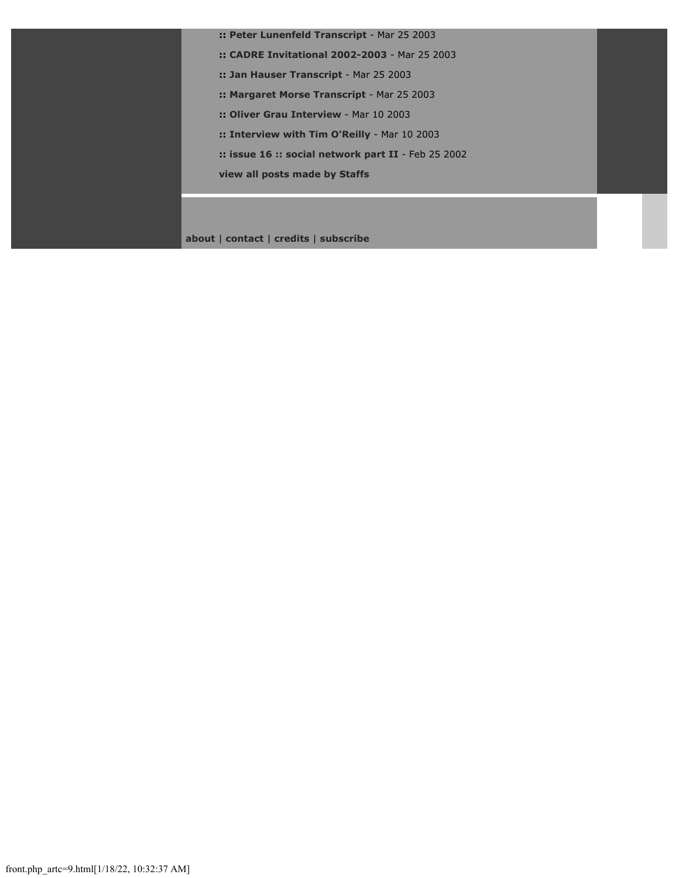**:: Peter Lunenfeld Transcript** - Mar 25 2003

**:: CADRE Invitational 2002-2003** - Mar 25 2003

**:: Jan Hauser Transcript** - Mar 25 2003

**:: Margaret Morse Transcript** - Mar 25 2003

**:: Oliver Grau Interview** - Mar 10 2003

**:: Interview with Tim O'Reilly** - Mar 10 2003

**:: issue 16 :: social network part II** - Feb 25 2002

**view all posts made by Staffs**

**about** | **contact** | **credits** | **subscribe**